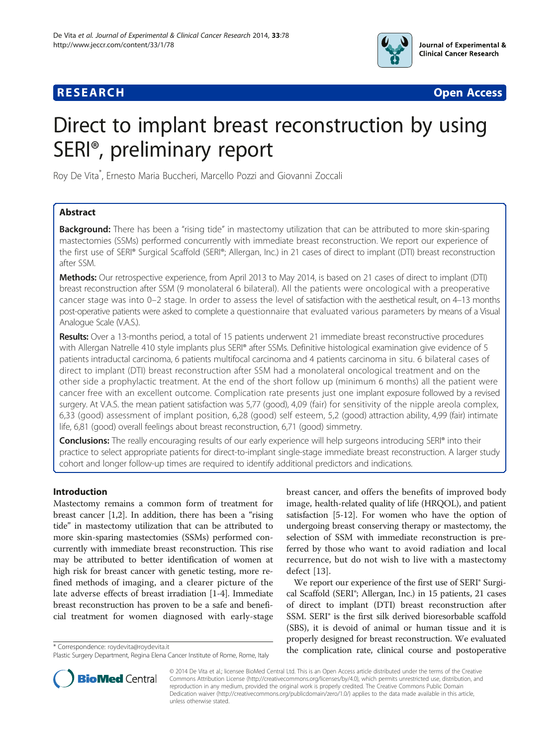**RESEARCH Open Access**

# Direct to implant breast reconstruction by using SERI®, preliminary report

Roy De Vita*, Ernesto Maria Buccheri, Marcello Pozzi and Giovanni Zoccali

## Abstract

**Background:** There has been a "rising tide" in mastectomy utilization that can be attributed to more skin-sparing mastectomies (SSMs) performed concurrently with immediate breast reconstruction. We report our experience of the first use of SERI® Surgical Scaffold (SERI®; Allergan, Inc.) in 21 cases of direct to implant (DTI) breast reconstruction after SSM.

**Methods:** Our retrospective experience, from April 2013 to May 2014, is based on 21 cases of direct to implant (DTI) breast reconstruction after SSM (9 monolateral 6 bilateral). All the patients were oncological with a preoperative cancer stage was into 0–2 stage. In order to assess the level of satisfaction with the aesthetical result, on 4–13 months post-operative patients were asked to complete a questionnaire that evaluated various parameters by means of a Visual Analogue Scale (V.A.S.).

**Results:** Over a 13-months period, a total of 15 patients underwent 21 immediate breast reconstructive procedures with Allergan Natrelle 410 style implants plus SERI® after SSMs. Definitive histological examination give evidence of 5 patients intraductal carcinoma, 6 patients multifocal carcinoma and 4 patients carcinoma in situ. 6 bilateral cases of direct to implant (DTI) breast reconstruction after SSM had a monolateral oncological treatment and on the other side a prophylactic treatment. At the end of the short follow up (minimum 6 months) all the patient were cancer free with an excellent outcome. Complication rate presents just one implant exposure followed by a revised surgery. At V.A.S. the mean patient satisfaction was 5,77 (good), 4,09 (fair) for sensitivity of the nipple areola complex, 6,33 (good) assessment of implant position, 6,28 (good) self esteem, 5,2 (good) attraction ability, 4,99 (fair) intimate life, 6,81 (good) overall feelings about breast reconstruction, 6,71 (good) simmetry.

**Conclusions:** The really encouraging results of our early experience will help surgeons introducing SERI® into their practice to select appropriate patients for direct-to-implant single-stage immediate breast reconstruction. A larger study cohort and longer follow-up times are required to identify additional predictors and indications.

## Introduction

Mastectomy remains a common form of treatment for breast cancer [1,2]. In addition, there has been a "rising tide" in mastectomy utilization that can be attributed to more skin-sparing mastectomies (SSMs) performed concurrently with immediate breast reconstruction. This rise may be attributed to better identification of women at high risk for breast cancer with genetic testing, more refined methods of imaging, and a clearer picture of the late adverse effects of breast irradiation [1-4]. Immediate breast reconstruction has proven to be a safe and beneficial treatment for women diagnosed with early-stage breast cancer, and offers the benefits of improved body image, health-related quality of life (HRQOL), and patient satisfaction [5-12]. For women who have the option of undergoing breast conserving therapy or mastectomy, the selection of SSM with immediate reconstruction is preferred by those who want to avoid radiation and local recurrence, but do not wish to live with a mastectomy defect [13].

We report our experience of the first use of SERI® Surgical Scaffold (SERI®; Allergan, Inc.) in 15 patients, 21 cases of direct to implant (DTI) breast reconstruction after SSM. SERI® is the first silk derived bioresorbable scaffold (SBS), it is devoid of animal or human tissue and it is properly designed for breast reconstruction. We evaluated the complication rate, clinical course and postoperative

* Correspondence: roydevita@roydevita.it
Plastic Surgery Department, Regina Elena Cancer Institute of Rome, Rome, Italy

© 2014 De Vita et al.; licensee BioMed Central Ltd. This is an Open Access article distributed under the terms of the Creative Commons Attribution License (http://creativecommons.org/licenses/by/4.0), which permits unrestricted use, distribution, and reproduction in any medium, provided the original work is properly credited. The Creative Commons Public Domain Dedication waiver (http://creativecommons.org/publicdomain/zero/1.0/) applies to the data made available in this article, unless otherwise stated.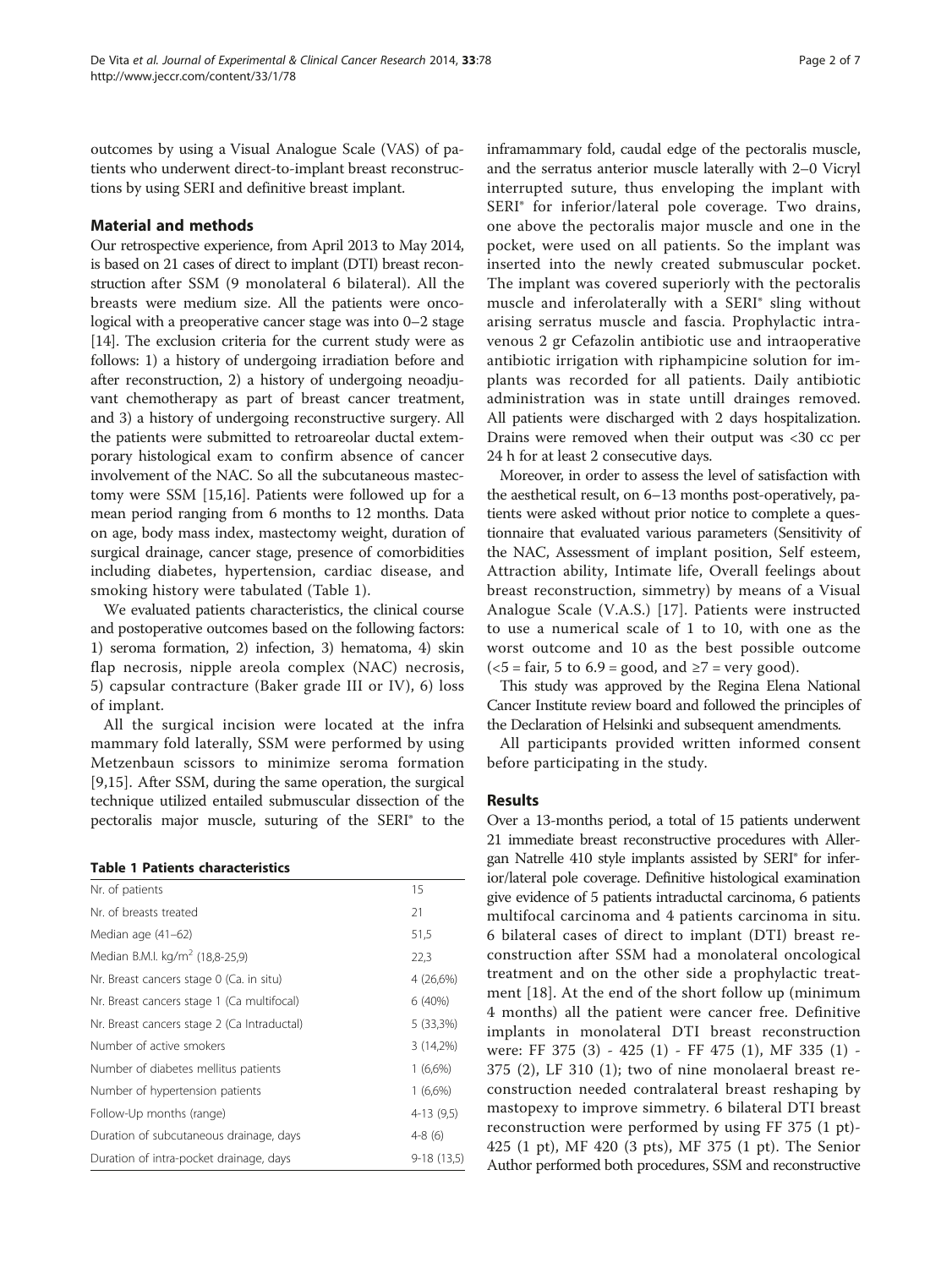outcomes by using a Visual Analogue Scale (VAS) of patients who underwent direct-to-implant breast reconstructions by using SERI and definitive breast implant.

## Material and methods

Our retrospective experience, from April 2013 to May 2014, is based on 21 cases of direct to implant (DTI) breast reconstruction after SSM (9 monolateral 6 bilateral). All the breasts were medium size. All the patients were oncological with a preoperative cancer stage was into 0–2 stage [14]. The exclusion criteria for the current study were as follows: 1) a history of undergoing irradiation before and after reconstruction, 2) a history of undergoing neoadjuvant chemotherapy as part of breast cancer treatment, and 3) a history of undergoing reconstructive surgery. All the patients were submitted to retroareolar ductal extemporary histological exam to confirm absence of cancer involvement of the NAC. So all the subcutaneous mastectomy were SSM [15,16]. Patients were followed up for a mean period ranging from 6 months to 12 months. Data on age, body mass index, mastectomy weight, duration of surgical drainage, cancer stage, presence of comorbidities including diabetes, hypertension, cardiac disease, and smoking history were tabulated (Table 1).

We evaluated patients characteristics, the clinical course and postoperative outcomes based on the following factors: 1) seroma formation, 2) infection, 3) hematoma, 4) skin flap necrosis, nipple areola complex (NAC) necrosis, 5) capsular contracture (Baker grade III or IV), 6) loss of implant.

All the surgical incision were located at the infra mammary fold laterally, SSM were performed by using Metzenbaun scissors to minimize seroma formation [9,15]. After SSM, during the same operation, the surgical technique utilized entailed submuscular dissection of the pectoralis major muscle, suturing of the SERI® to the inframammary fold, caudal edge of the pectoralis muscle, and the serratus anterior muscle laterally with 2–0 Vicryl interrupted suture, thus enveloping the implant with SERI® for inferior/lateral pole coverage. Two drains, one above the pectoralis major muscle and one in the pocket, were used on all patients. So the implant was inserted into the newly created submuscular pocket. The implant was covered superiorly with the pectoralis muscle and inferolaterally with a SERI® sling without arising serratus muscle and fascia. Prophylactic intravenous 2 gr Cefazolin antibiotic use and intraoperative antibiotic irrigation with riphampicine solution for implants was recorded for all patients. Daily antibiotic administration was in state untill drainges removed. All patients were discharged with 2 days hospitalization. Drains were removed when their output was <30 cc per 24 h for at least 2 consecutive days.

**Table 1 Patients characteristics**

| | |
|---|---|
| Nr. of patients | 15 |
| Nr. of breasts treated | 21 |
| Median age (41–62) | 51,5 |
| Median B.M.I. kg/m$^2$ (18,8-25,9) | 22,3 |
| Nr. Breast cancers stage 0 (Ca. in situ) | 4 (26,6%) |
| Nr. Breast cancers stage 1 (Ca multifocal) | 6 (40%) |
| Nr. Breast cancers stage 2 (Ca Intraductal) | 5 (33,3%) |
| Number of active smokers | 3 (14,2%) |
| Number of diabetes mellitus patients | 1 (6,6%) |
| Number of hypertension patients | 1 (6,6%) |
| Follow-Up months (range) | 4-13 (9,5) |
| Duration of subcutaneous drainage, days | 4-8 (6) |
| Duration of intra-pocket drainage, days | 9-18 (13,5) |

Moreover, in order to assess the level of satisfaction with the aesthetical result, on 6–13 months post-operatively, patients were asked without prior notice to complete a questionnaire that evaluated various parameters (Sensitivity of the NAC, Assessment of implant position, Self esteem, Attraction ability, Intimate life, Overall feelings about breast reconstruction, simmetry) by means of a Visual Analogue Scale (V.A.S.) [17]. Patients were instructed to use a numerical scale of 1 to 10, with one as the worst outcome and 10 as the best possible outcome (<5 = fair, 5 to 6.9 = good, and ≥7 = very good).

This study was approved by the Regina Elena National Cancer Institute review board and followed the principles of the Declaration of Helsinki and subsequent amendments.

All participants provided written informed consent before participating in the study.

## Results

Over a 13-months period, a total of 15 patients underwent 21 immediate breast reconstructive procedures with Allergan Natrelle 410 style implants assisted by SERI® for inferior/lateral pole coverage. Definitive histological examination give evidence of 5 patients intraductal carcinoma, 6 patients multifocal carcinoma and 4 patients carcinoma in situ. 6 bilateral cases of direct to implant (DTI) breast reconstruction after SSM had a monolateral oncological treatment and on the other side a prophylactic treatment [18]. At the end of the short follow up (minimum 4 months) all the patient were cancer free. Definitive implants in monolateral DTI breast reconstruction were: FF 375 (3) - 425 (1) - FF 475 (1), MF 335 (1) - 375 (2), LF 310 (1); two of nine monolaeral breast reconstruction needed contralateral breast reshaping by mastopexy to improve simmetry. 6 bilateral DTI breast reconstruction were performed by using FF 375 (1 pt)- 425 (1 pt), MF 420 (3 pts), MF 375 (1 pt). The Senior Author performed both procedures, SSM and reconstructive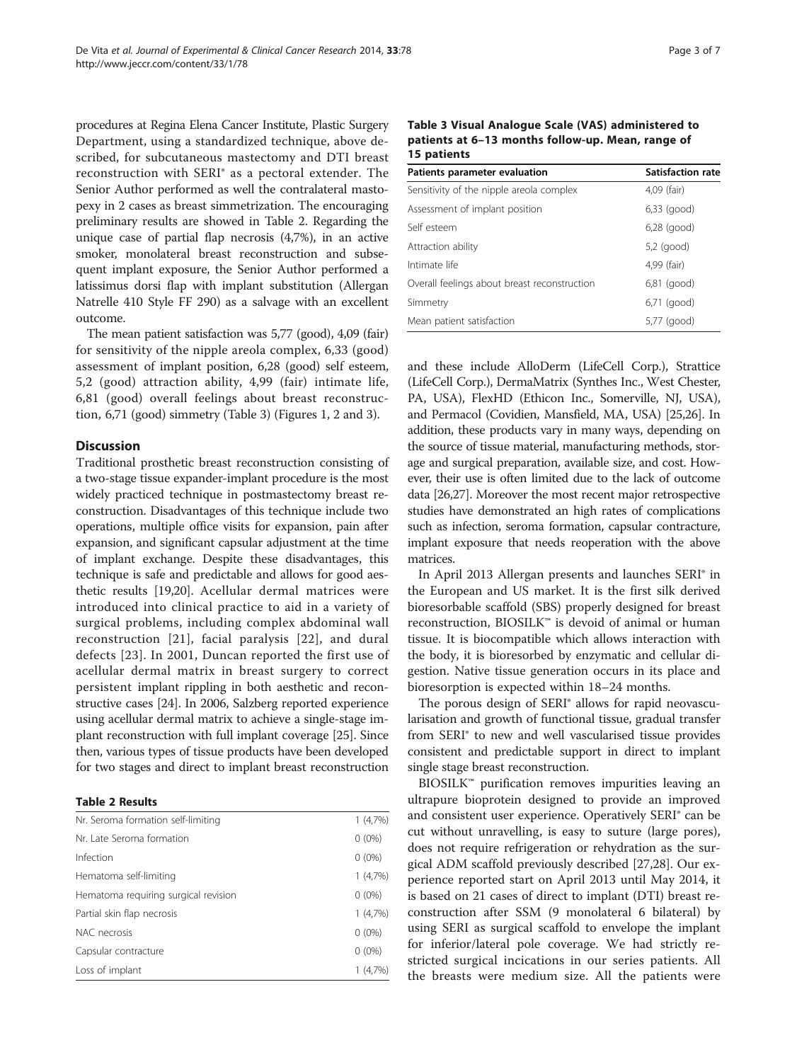procedures at Regina Elena Cancer Institute, Plastic Surgery Department, using a standardized technique, above described, for subcutaneous mastectomy and DTI breast reconstruction with SERI® as a pectoral extender. The Senior Author performed as well the contralateral mastopexy in 2 cases as breast simmetrization. The encouraging preliminary results are showed in Table 2. Regarding the unique case of partial flap necrosis (4,7%), in an active smoker, monolateral breast reconstruction and subsequent implant exposure, the Senior Author performed a latissimus dorsi flap with implant substitution (Allergan Natrelle 410 Style FF 290) as a salvage with an excellent outcome.

The mean patient satisfaction was 5,77 (good), 4,09 (fair) for sensitivity of the nipple areola complex, 6,33 (good) assessment of implant position, 6,28 (good) self esteem, 5,2 (good) attraction ability, 4,99 (fair) intimate life, 6,81 (good) overall feelings about breast reconstruction, 6,71 (good) simmetry (Table 3) (Figures 1, 2 and 3).

## Discussion

Traditional prosthetic breast reconstruction consisting of a two-stage tissue expander-implant procedure is the most widely practiced technique in postmastectomy breast reconstruction. Disadvantages of this technique include two operations, multiple office visits for expansion, pain after expansion, and significant capsular adjustment at the time of implant exchange. Despite these disadvantages, this technique is safe and predictable and allows for good aesthetic results [19,20]. Acellular dermal matrices were introduced into clinical practice to aid in a variety of surgical problems, including complex abdominal wall reconstruction [21], facial paralysis [22], and dural defects [23]. In 2001, Duncan reported the first use of acellular dermal matrix in breast surgery to correct persistent implant rippling in both aesthetic and reconstructive cases [24]. In 2006, Salzberg reported experience using acellular dermal matrix to achieve a single-stage implant reconstruction with full implant coverage [25]. Since then, various types of tissue products have been developed for two stages and direct to implant breast reconstruction

**Table 2 Results**

| | |
|---|---|
| Nr. Seroma formation self-limiting | 1 (4,7%) |
| Nr. Late Seroma formation | 0 (0%) |
| Infection | 0 (0%) |
| Hematoma self-limiting | 1 (4,7%) |
| Hematoma requiring surgical revision | 0 (0%) |
| Partial skin flap necrosis | 1 (4,7%) |
| NAC necrosis | 0 (0%) |
| Capsular contracture | 0 (0%) |
| Loss of implant | 1 (4,7%) |

**Table 3 Visual Analogue Scale (VAS) administered to patients at 6–13 months follow-up. Mean, range of 15 patients**

| Patients parameter evaluation | Satisfaction rate |
|---|---|
| Sensitivity of the nipple areola complex | 4,09 (fair) |
| Assessment of implant position | 6,33 (good) |
| Self esteem | 6,28 (good) |
| Attraction ability | 5,2 (good) |
| Intimate life | 4,99 (fair) |
| Overall feelings about breast reconstruction | 6,81 (good) |
| Simmetry | 6,71 (good) |
| Mean patient satisfaction | 5,77 (good) |

and these include AlloDerm (LifeCell Corp.), Strattice (LifeCell Corp.), DermaMatrix (Synthes Inc., West Chester, PA, USA), FlexHD (Ethicon Inc., Somerville, NJ, USA), and Permacol (Covidien, Mansfield, MA, USA) [25,26]. In addition, these products vary in many ways, depending on the source of tissue material, manufacturing methods, storage and surgical preparation, available size, and cost. However, their use is often limited due to the lack of outcome data [26,27]. Moreover the most recent major retrospective studies have demonstrated an high rates of complications such as infection, seroma formation, capsular contracture, implant exposure that needs reoperation with the above matrices.

In April 2013 Allergan presents and launches SERI® in the European and US market. It is the first silk derived bioresorbable scaffold (SBS) properly designed for breast reconstruction, BIOSILK™ is devoid of animal or human tissue. It is biocompatible which allows interaction with the body, it is bioresorbed by enzymatic and cellular digestion. Native tissue generation occurs in its place and bioresorption is expected within 18–24 months.

The porous design of SERI® allows for rapid neovascularisation and growth of functional tissue, gradual transfer from SERI® to new and well vascularised tissue provides consistent and predictable support in direct to implant single stage breast reconstruction.

BIOSILK™ purification removes impurities leaving an ultrapure bioprotein designed to provide an improved and consistent user experience. Operatively SERI® can be cut without unravelling, is easy to suture (large pores), does not require refrigeration or rehydration as the surgical ADM scaffold previously described [27,28]. Our experience reported start on April 2013 until May 2014, it is based on 21 cases of direct to implant (DTI) breast reconstruction after SSM (9 monolateral 6 bilateral) by using SERI as surgical scaffold to envelope the implant for inferior/lateral pole coverage. We had strictly restricted surgical incications in our series patients. All the breasts were medium size. All the patients were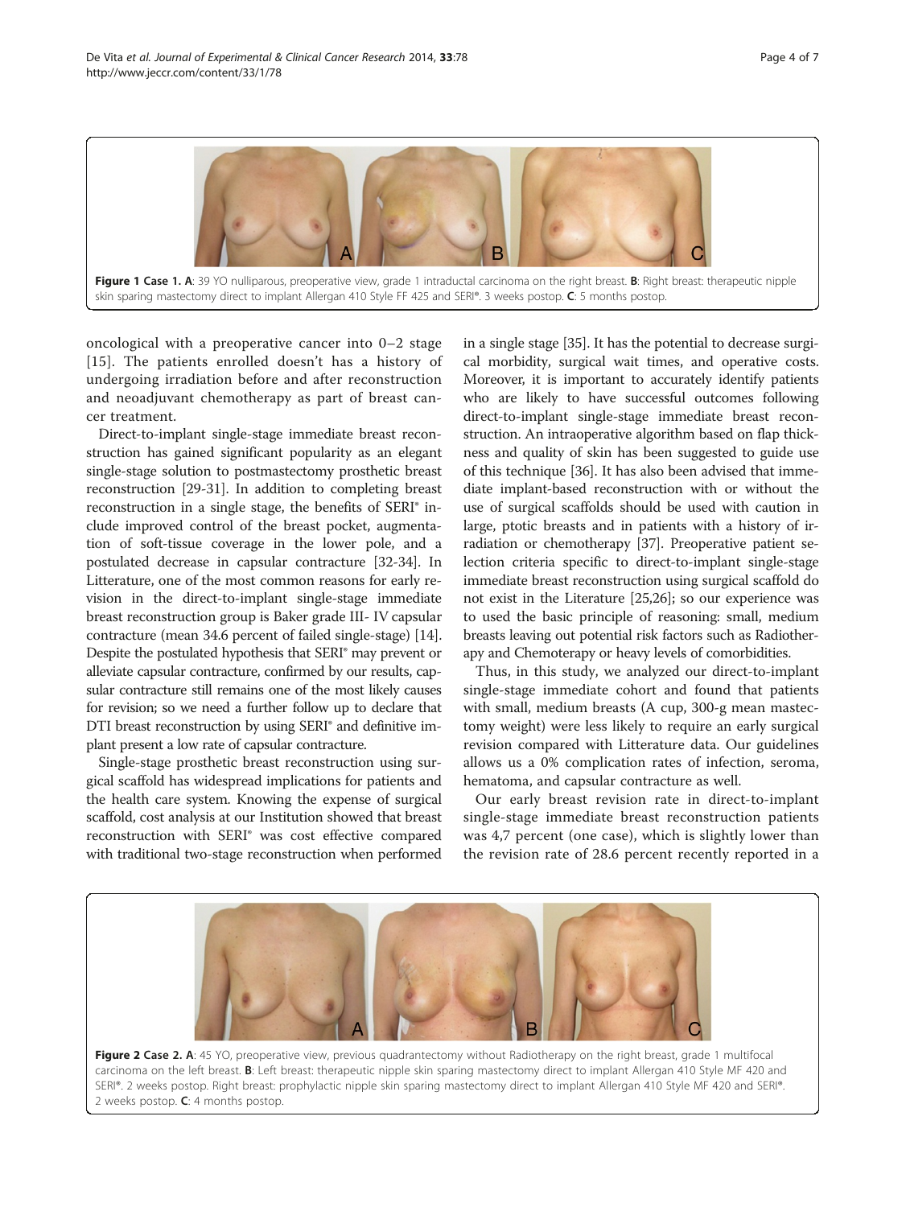Figure 1 Case 1. A: 39 YO nulliparous, preoperative view, grade 1 intraductal carcinoma on the right breast. B: Right breast: therapeutic nipple skin sparing mastectomy direct to implant Allergan 410 Style FF 425 and SERI®. 3 weeks postop. C: 5 months postop.

oncological with a preoperative cancer into 0–2 stage [15]. The patients enrolled doesn't has a history of undergoing irradiation before and after reconstruction and neoadjuvant chemotherapy as part of breast cancer treatment.

Direct-to-implant single-stage immediate breast reconstruction has gained significant popularity as an elegant single-stage solution to postmastectomy prosthetic breast reconstruction [29-31]. In addition to completing breast reconstruction in a single stage, the benefits of SERI® include improved control of the breast pocket, augmentation of soft-tissue coverage in the lower pole, and a postulated decrease in capsular contracture [32-34]. In Litterature, one of the most common reasons for early revision in the direct-to-implant single-stage immediate breast reconstruction group is Baker grade III- IV capsular contracture (mean 34.6 percent of failed single-stage) [14]. Despite the postulated hypothesis that SERI® may prevent or alleviate capsular contracture, confirmed by our results, capsular contracture still remains one of the most likely causes for revision; so we need a further follow up to declare that DTI breast reconstruction by using SERI® and definitive implant present a low rate of capsular contracture.

Single-stage prosthetic breast reconstruction using surgical scaffold has widespread implications for patients and the health care system. Knowing the expense of surgical scaffold, cost analysis at our Institution showed that breast reconstruction with SERI® was cost effective compared with traditional two-stage reconstruction when performed in a single stage [35]. It has the potential to decrease surgical morbidity, surgical wait times, and operative costs. Moreover, it is important to accurately identify patients who are likely to have successful outcomes following direct-to-implant single-stage immediate breast reconstruction. An intraoperative algorithm based on flap thickness and quality of skin has been suggested to guide use of this technique [36]. It has also been advised that immediate implant-based reconstruction with or without the use of surgical scaffolds should be used with caution in large, ptotic breasts and in patients with a history of irradiation or chemotherapy [37]. Preoperative patient selection criteria specific to direct-to-implant single-stage immediate breast reconstruction using surgical scaffold do not exist in the Literature [25,26]; so our experience was to used the basic principle of reasoning: small, medium breasts leaving out potential risk factors such as Radiotherapy and Chemoterapy or heavy levels of comorbidities.

Thus, in this study, we analyzed our direct-to-implant single-stage immediate cohort and found that patients with small, medium breasts (A cup, 300-g mean mastectomy weight) were less likely to require an early surgical revision compared with Litterature data. Our guidelines allows us a 0% complication rates of infection, seroma, hematoma, and capsular contracture as well.

Our early breast revision rate in direct-to-implant single-stage immediate breast reconstruction patients was 4,7 percent (one case), which is slightly lower than the revision rate of 28.6 percent recently reported in a

Figure 2 Case 2. A: 45 YO, preoperative view, previous quadrantectomy without Radiotherapy on the right breast, grade 1 multifocal carcinoma on the left breast. B: Left breast: therapeutic nipple skin sparing mastectomy direct to implant Allergan 410 Style MF 420 and SERI®. 2 weeks postop. Right breast: prophylactic nipple skin sparing mastectomy direct to implant Allergan 410 Style MF 420 and SERI®. 2 weeks postop. C: 4 months postop.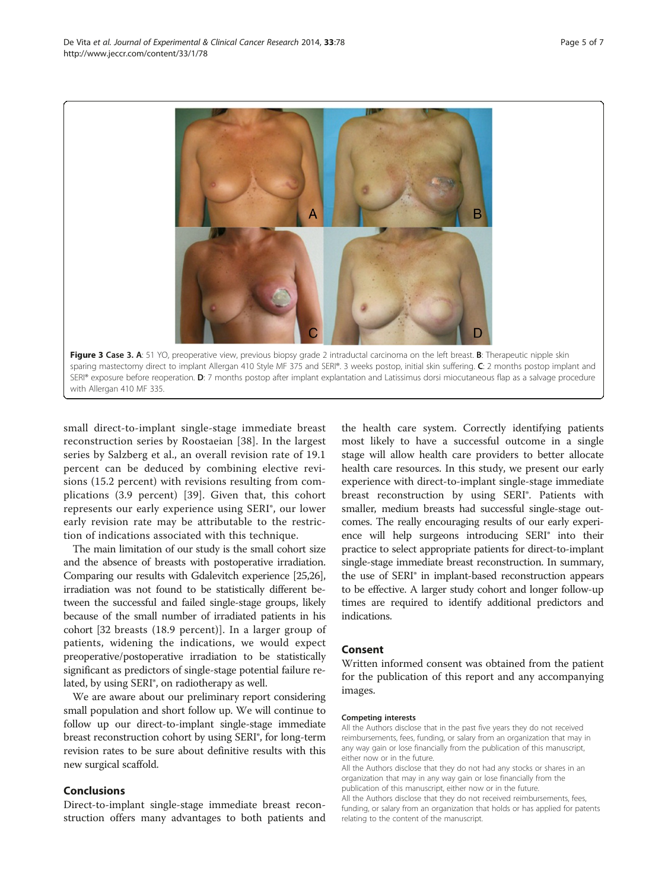**Figure 3 Case 3. A**: 51 YO, preoperative view, previous biopsy grade 2 intraductal carcinoma on the left breast. **B**: Therapeutic nipple skin sparing mastectomy direct to implant Allergan 410 Style MF 375 and SERI®. 3 weeks postop, initial skin suffering. **C**: 2 months postop implant and SERI® exposure before reoperation. **D**: 7 months postop after implant explantation and Latissimus dorsi miocutaneous flap as a salvage procedure with Allergan 410 MF 335.

small direct-to-implant single-stage immediate breast reconstruction series by Roostaeian [38]. In the largest series by Salzberg et al., an overall revision rate of 19.1 percent can be deduced by combining elective revisions (15.2 percent) with revisions resulting from complications (3.9 percent) [39]. Given that, this cohort represents our early experience using SERI®, our lower early revision rate may be attributable to the restriction of indications associated with this technique.

The main limitation of our study is the small cohort size and the absence of breasts with postoperative irradiation. Comparing our results with Gdalevitch experience [25,26], irradiation was not found to be statistically different between the successful and failed single-stage groups, likely because of the small number of irradiated patients in his cohort [32 breasts (18.9 percent)]. In a larger group of patients, widening the indications, we would expect preoperative/postoperative irradiation to be statistically significant as predictors of single-stage potential failure related, by using SERI®, on radiotherapy as well.

We are aware about our preliminary report considering small population and short follow up. We will continue to follow up our direct-to-implant single-stage immediate breast reconstruction cohort by using SERI®, for long-term revision rates to be sure about definitive results with this new surgical scaffold.

## Conclusions

Direct-to-implant single-stage immediate breast reconstruction offers many advantages to both patients and the health care system. Correctly identifying patients most likely to have a successful outcome in a single stage will allow health care providers to better allocate health care resources. In this study, we present our early experience with direct-to-implant single-stage immediate breast reconstruction by using SERI®. Patients with smaller, medium breasts had successful single-stage outcomes. The really encouraging results of our early experience will help surgeons introducing SERI® into their practice to select appropriate patients for direct-to-implant single-stage immediate breast reconstruction. In summary, the use of SERI® in implant-based reconstruction appears to be effective. A larger study cohort and longer follow-up times are required to identify additional predictors and indications.

## Consent

Written informed consent was obtained from the patient for the publication of this report and any accompanying images.

#### Competing interests

All the Authors disclose that in the past five years they do not received reimbursements, fees, funding, or salary from an organization that may in any way gain or lose financially from the publication of this manuscript, either now or in the future.

All the Authors disclose that they do not had any stocks or shares in an organization that may in any way gain or lose financially from the publication of this manuscript, either now or in the future.

All the Authors disclose that they do not received reimbursements, fees, funding, or salary from an organization that holds or has applied for patents relating to the content of the manuscript.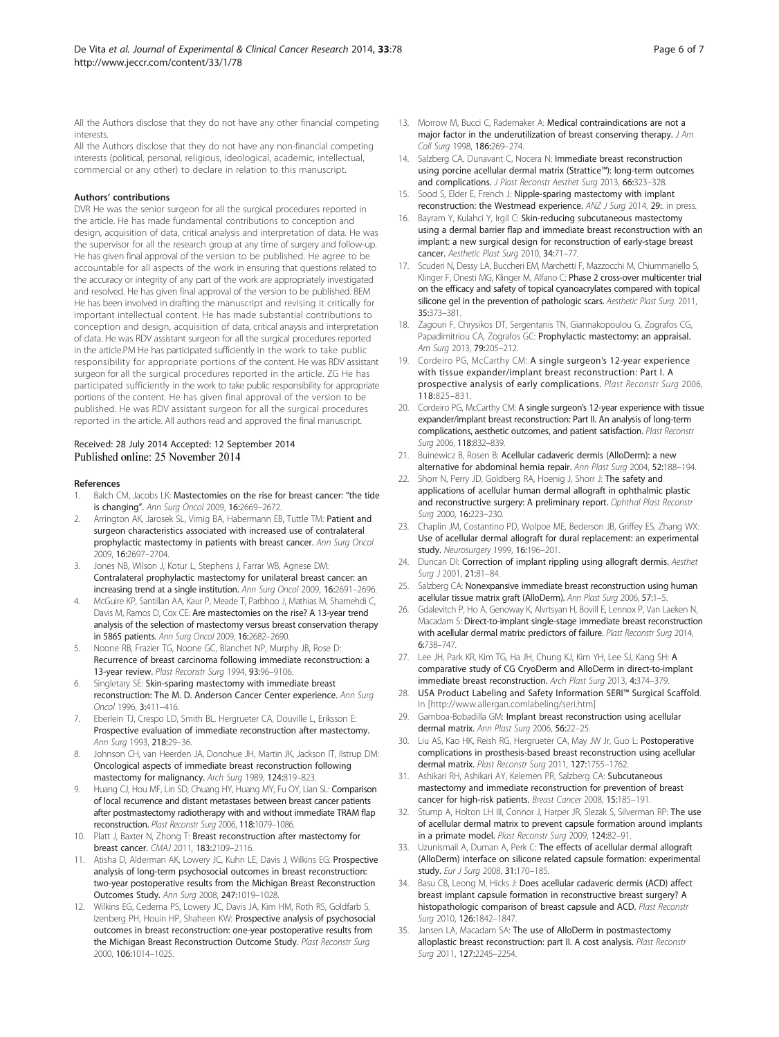All the Authors disclose that they do not have any other financial competing interests.

All the Authors disclose that they do not have any non-financial competing interests (political, personal, religious, ideological, academic, intellectual, commercial or any other) to declare in relation to this manuscript.

#### Authors' contributions

DVR He was the senior surgeon for all the surgical procedures reported in the article. He has made fundamental contributions to conception and design, acquisition of data, critical analysis and interpretation of data. He was the supervisor for all the research group at any time of surgery and follow-up. He has given final approval of the version to be published. He agree to be accountable for all aspects of the work in ensuring that questions related to the accuracy or integrity of any part of the work are appropriately investigated and resolved. He has given final approval of the version to be published. BEM He has been involved in drafting the manuscript and revising it critically for important intellectual content. He has made substantial contributions to conception and design, acquisition of data, critical anaysis and interpretation of data. He was RDV assistant surgeon for all the surgical procedures reported in the article.PM He has participated sufficiently in the work to take public responsibility for appropriate portions of the content. He was RDV assistant surgeon for all the surgical procedures reported in the article. ZG He has participated sufficiently in the work to take public responsibility for appropriate portions of the content. He has given final approval of the version to be published. He was RDV assistant surgeon for all the surgical procedures reported in the article. All authors read and approved the final manuscript.

Received: 28 July 2014 Accepted: 12 September 2014
Published online: 25 November 2014

#### References

1. Balch CM, Jacobs LK: **Mastectomies on the rise for breast cancer: "the tide is changing".** *Ann Surg Oncol* 2009, **16:**2669–2672.
2. Arrington AK, Jarosek SL, Virnig BA, Habermann EB, Tuttle TM: **Patient and surgeon characteristics associated with increased use of contralateral prophylactic mastectomy in patients with breast cancer.** *Ann Surg Oncol* 2009, **16:**2697–2704.
3. Jones NB, Wilson J, Kotur L, Stephens J, Farrar WB, Agnese DM: **Contralateral prophylactic mastectomy for unilateral breast cancer: an increasing trend at a single institution.** *Ann Surg Oncol* 2009, **16:**2691–2696.
4. McGuire KP, Santillan AA, Kaur P, Meade T, Parbhoo J, Mathias M, Shamehdi C, Davis M, Ramos D, Cox CE: **Are mastectomies on the rise? A 13-year trend analysis of the selection of mastectomy versus breast conservation therapy in 5865 patients.** *Ann Surg Oncol* 2009, **16:**2682–2690.
5. Noone RB, Frazier TG, Noone GC, Blanchet NP, Murphy JB, Rose D: **Recurrence of breast carcinoma following immediate reconstruction: a 13-year review.** *Plast Reconstr Surg* 1994, **93:**96–9106.
6. Singletary SE: **Skin-sparing mastectomy with immediate breast reconstruction: The M. D. Anderson Cancer Center experience.** *Ann Surg Oncol* 1996, **3:**411–416.
7. Eberlein TJ, Crespo LD, Smith BL, Hergrueter CA, Douville L, Eriksson E: **Prospective evaluation of immediate reconstruction after mastectomy.** *Ann Surg* 1993, **218:**29–36.
8. Johnson CH, van Heerden JA, Donohue JH, Martin JK, Jackson IT, Ilstrup DM: **Oncological aspects of immediate breast reconstruction following mastectomy for malignancy.** *Arch Surg* 1989, **124:**819–823.
9. Huang CJ, Hou MF, Lin SD, Chuang HY, Huang MY, Fu OY, Lian SL: **Comparison of local recurrence and distant metastases between breast cancer patients after postmastectomy radiotherapy with and without immediate TRAM flap reconstruction.** *Plast Reconstr Surg* 2006, **118:**1079–1086.
10. Platt J, Baxter N, Zhong T: **Breast reconstruction after mastectomy for breast cancer.** *CMAJ* 2011, **183:**2109–2116.
11. Atisha D, Alderman AK, Lowery JC, Kuhn LE, Davis J, Wilkins EG: **Prospective analysis of long-term psychosocial outcomes in breast reconstruction: two-year postoperative results from the Michigan Breast Reconstruction Outcomes Study.** *Ann Surg* 2008, **247:**1019–1028.
12. Wilkins EG, Cederna PS, Lowery JC, Davis JA, Kim HM, Roth RS, Goldfarb S, Izenberg PH, Houin HP, Shaheen KW: **Prospective analysis of psychosocial outcomes in breast reconstruction: one-year postoperative results from the Michigan Breast Reconstruction Outcome Study.** *Plast Reconstr Surg* 2000, **106:**1014–1025.
13. Morrow M, Bucci C, Rademaker A: **Medical contraindications are not a major factor in the underutilization of breast conserving therapy.** *J Am Coll Surg* 1998, **186:**269–274.
14. Salzberg CA, Dunavant C, Nocera N: **Immediate breast reconstruction using porcine acellular dermal matrix (Strattice™): long-term outcomes and complications.** *J Plast Reconstr Aesthet Surg* 2013, **66:**323–328.
15. Sood S, Elder E, French J: **Nipple-sparing mastectomy with implant reconstruction: the Westmead experience.** *ANZ J Surg* 2014, **29:**. in press.
16. Bayram Y, Kulahci Y, Irgil C: **Skin-reducing subcutaneous mastectomy using a dermal barrier flap and immediate breast reconstruction with an implant: a new surgical design for reconstruction of early-stage breast cancer.** *Aesthetic Plast Surg* 2010, **34:**71–77.
17. Scuderi N, Dessy LA, Buccheri EM, Marchetti F, Mazzocchi M, Chiummariello S, Klinger F, Onesti MG, Klinger M, Alfano C: **Phase 2 cross-over multicenter trial on the efficacy and safety of topical cyanoacrylates compared with topical silicone gel in the prevention of pathologic scars.** *Aesthetic Plast Surg.* 2011, **35:**373–381.
18. Zagouri F, Chrysikos DT, Sergentanis TN, Giannakopoulou G, Zografos CG, Papadimitriou CA, Zografos GC: **Prophylactic mastectomy: an appraisal.** *Am Surg* 2013, **79:**205–212.
19. Cordeiro PG, McCarthy CM: **A single surgeon's 12-year experience with tissue expander/implant breast reconstruction: Part I. A prospective analysis of early complications.** *Plast Reconstr Surg* 2006, **118:**825–831.
20. Cordeiro PG, McCarthy CM: **A single surgeon's 12-year experience with tissue expander/implant breast reconstruction: Part II. An analysis of long-term complications, aesthetic outcomes, and patient satisfaction.** *Plast Reconstr Surg* 2006, **118:**832–839.
21. Buinewicz B, Rosen B: **Acellular cadaveric dermis (AlloDerm): a new alternative for abdominal hernia repair.** *Ann Plast Surg* 2004, **52:**188–194.
22. Shorr N, Perry JD, Goldberg RA, Hoenig J, Shorr J: **The safety and applications of acellular human dermal allograft in ophthalmic plastic and reconstructive surgery: A preliminary report.** *Ophthal Plast Reconstr Surg* 2000, **16:**223–230.
23. Chaplin JM, Costantino PD, Wolpoe ME, Bederson JB, Griffey ES, Zhang WX: **Use of acellular dermal allograft for dural replacement: an experimental study.** *Neurosurgery* 1999, **16:**196–201.
24. Duncan DI: **Correction of implant rippling using allograft dermis.** *Aesthet Surg J* 2001, **21:**81–84.
25. Salzberg CA: **Nonexpansive immediate breast reconstruction using human acellular tissue matrix graft (AlloDerm).** *Ann Plast Surg* 2006, **57:**1–5.
26. Gdalevitch P, Ho A, Genoway K, Alvrtsyan H, Bovill E, Lennox P, Van Laeken N, Macadam S: **Direct-to-implant single-stage immediate breast reconstruction with acellular dermal matrix: predictors of failure.** *Plast Reconstr Surg* 2014, **6:**738–747.
27. Lee JH, Park KR, Kim TG, Ha JH, Chung KJ, Kim YH, Lee SJ, Kang SH: **A comparative study of CG CryoDerm and AlloDerm in direct-to-implant immediate breast reconstruction.** *Arch Plast Surg* 2013, **4:**374–379.
28. **USA Product Labeling and Safety Information SERI™ Surgical Scaffold.** In [http://www.allergan.comlabeling/seri.htm]
29. Gamboa-Bobadilla GM: **Implant breast reconstruction using acellular dermal matrix.** *Ann Plast Surg* 2006, **56:**22–25.
30. Liu AS, Kao HK, Reish RG, Hergrueter CA, May JW Jr, Guo L: **Postoperative complications in prosthesis-based breast reconstruction using acellular dermal matrix.** *Plast Reconstr Surg* 2011, **127:**1755–1762.
31. Ashikari RH, Ashikari AY, Kelemen PR, Salzberg CA: **Subcutaneous mastectomy and immediate reconstruction for prevention of breast cancer for high-risk patients.** *Breast Cancer* 2008, **15:**185–191.
32. Stump A, Holton LH III, Connor J, Harper JR, Slezak S, Silverman RP: **The use of acellular dermal matrix to prevent capsule formation around implants in a primate model.** *Plast Reconstr Surg* 2009, **124:**82–91.
33. Uzunismail A, Duman A, Perk C: **The effects of acellular dermal allograft (AlloDerm) interface on silicone related capsule formation: experimental study.** *Eur J Surg* 2008, **31:**170–185.
34. Basu CB, Leong M, Hicks J: **Does acellular cadaveric dermis (ACD) affect breast implant capsule formation in reconstructive breast surgery? A histopathologic comparison of breast capsule and ACD.** *Plast Reconstr Surg* 2010, **126:**1842–1847.
35. Jansen LA, Macadam SA: **The use of AlloDerm in postmastectomy alloplastic breast reconstruction: part II. A cost analysis.** *Plast Reconstr Surg* 2011, **127:**2245–2254.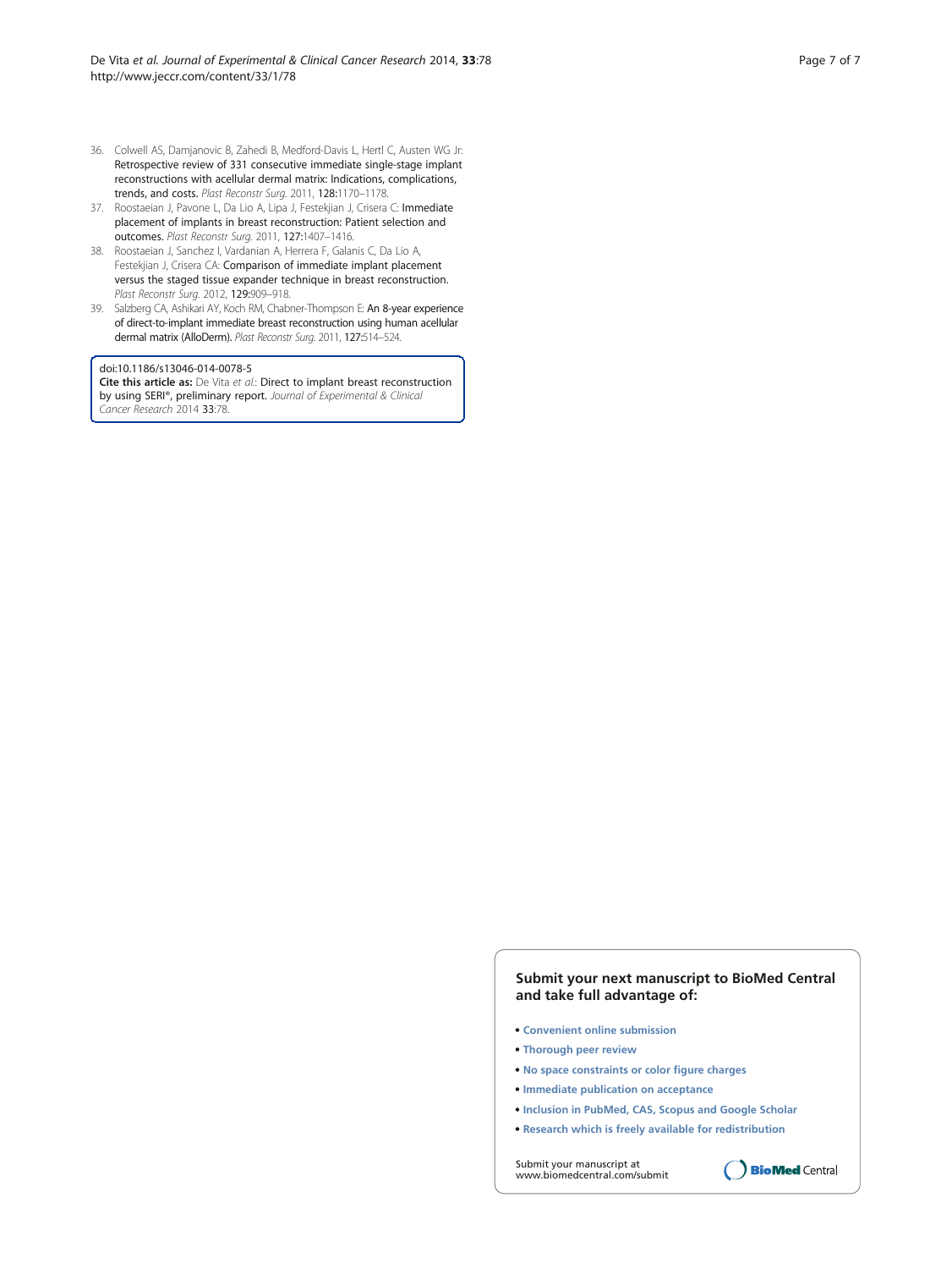36. Colwell AS, Damjanovic B, Zahedi B, Medford-Davis L, Hertl C, Austen WG Jr: **Retrospective review of 331 consecutive immediate single-stage implant reconstructions with acellular dermal matrix: Indications, complications, trends, and costs.** *Plast Reconstr Surg.* 2011, **128:**1170–1178.
37. Roostaeian J, Pavone L, Da Lio A, Lipa J, Festekjian J, Crisera C: **Immediate placement of implants in breast reconstruction: Patient selection and outcomes.** *Plast Reconstr Surg.* 2011, **127:**1407–1416.
38. Roostaeian J, Sanchez I, Vardanian A, Herrera F, Galanis C, Da Lio A, Festekjian J, Crisera CA: **Comparison of immediate implant placement versus the staged tissue expander technique in breast reconstruction.** *Plast Reconstr Surg.* 2012, **129:**909–918.
39. Salzberg CA, Ashikari AY, Koch RM, Chabner-Thompson E: **An 8-year experience of direct-to-implant immediate breast reconstruction using human acellular dermal matrix (AlloDerm).** *Plast Reconstr Surg.* 2011, **127:**514–524.

doi:10.1186/s13046-014-0078-5
**Cite this article as:** De Vita *et al.*: Direct to implant breast reconstruction by using SERI®, preliminary report. *Journal of Experimental & Clinical Cancer Research* 2014 **33**:78.

**Submit your next manuscript to BioMed Central and take full advantage of:**

- **Convenient online submission**
- **Thorough peer review**
- **No space constraints or color figure charges**
- **Immediate publication on acceptance**
- **Inclusion in PubMed, CAS, Scopus and Google Scholar**
- **Research which is freely available for redistribution**

Submit your manuscript at
www.biomedcentral.com/submit

BioMed Central